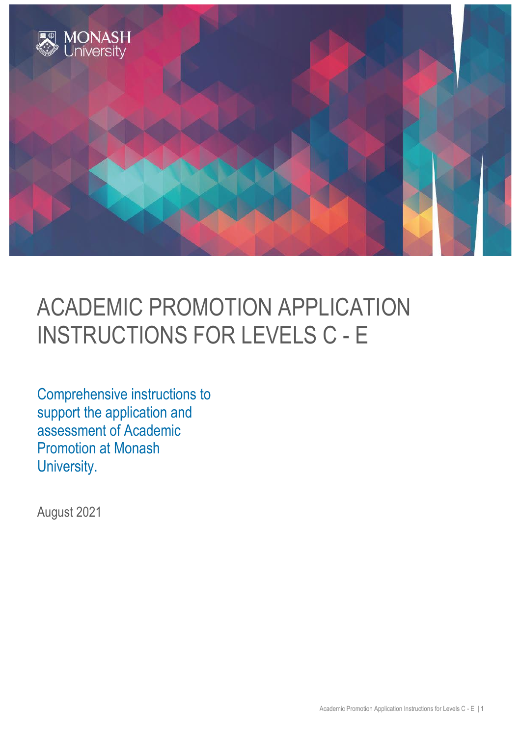MONASH University

# ACADEMIC PROMOTION APPLICATION INSTRUCTIONS FOR LEVELS C - E

Comprehensive instructions to support the application and assessment of Academic Promotion at Monash University.

August 2021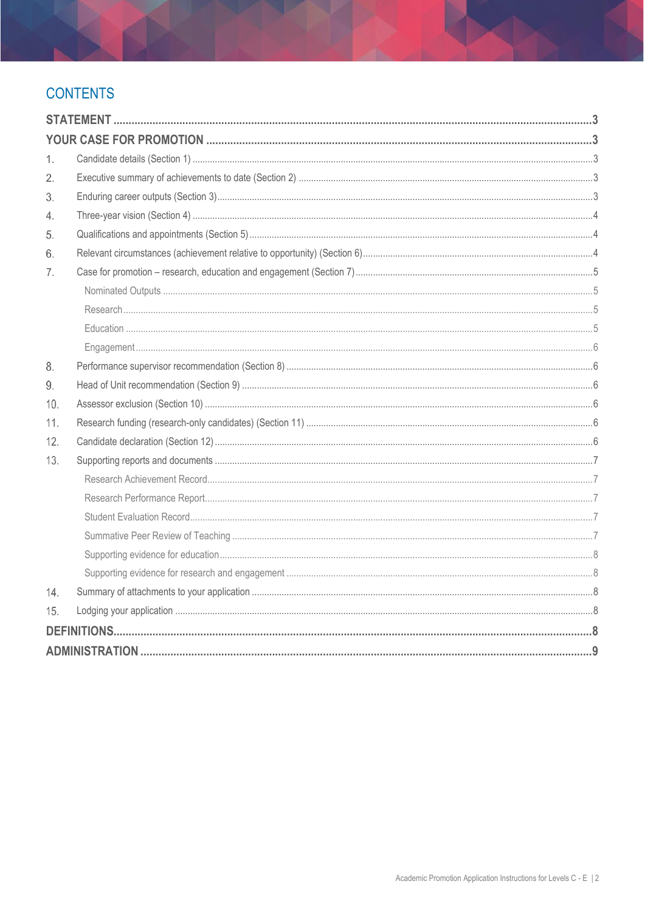## CONTENTS

**STATEMENT** ....... 3

**YOUR CASE FOR PROMOTION** ....... 3

1. Candidate details (Section 1) ....... 3
2. Executive summary of achievements to date (Section 2) ....... 3
3. Enduring career outputs (Section 3) ....... 3
4. Three-year vision (Section 4) ....... 4
5. Qualifications and appointments (Section 5) ....... 4
6. Relevant circumstances (achievement relative to opportunity) (Section 6) ....... 4
7. Case for promotion – research, education and engagement (Section 7) ....... 5
   - Nominated Outputs ....... 5
   - Research ....... 5
   - Education ....... 5
   - Engagement ....... 6
8. Performance supervisor recommendation (Section 8) ....... 6
9. Head of Unit recommendation (Section 9) ....... 6
10. Assessor exclusion (Section 10) ....... 6
11. Research funding (research-only candidates) (Section 11) ....... 6
12. Candidate declaration (Section 12) ....... 6
13. Supporting reports and documents ....... 7
    - Research Achievement Record ....... 7
    - Research Performance Report ....... 7
    - Student Evaluation Record ....... 7
    - Summative Peer Review of Teaching ....... 7
    - Supporting evidence for education ....... 8
    - Supporting evidence for research and engagement ....... 8
14. Summary of attachments to your application ....... 8
15. Lodging your application ....... 8

**DEFINITIONS** ....... 8

**ADMINISTRATION** ....... 9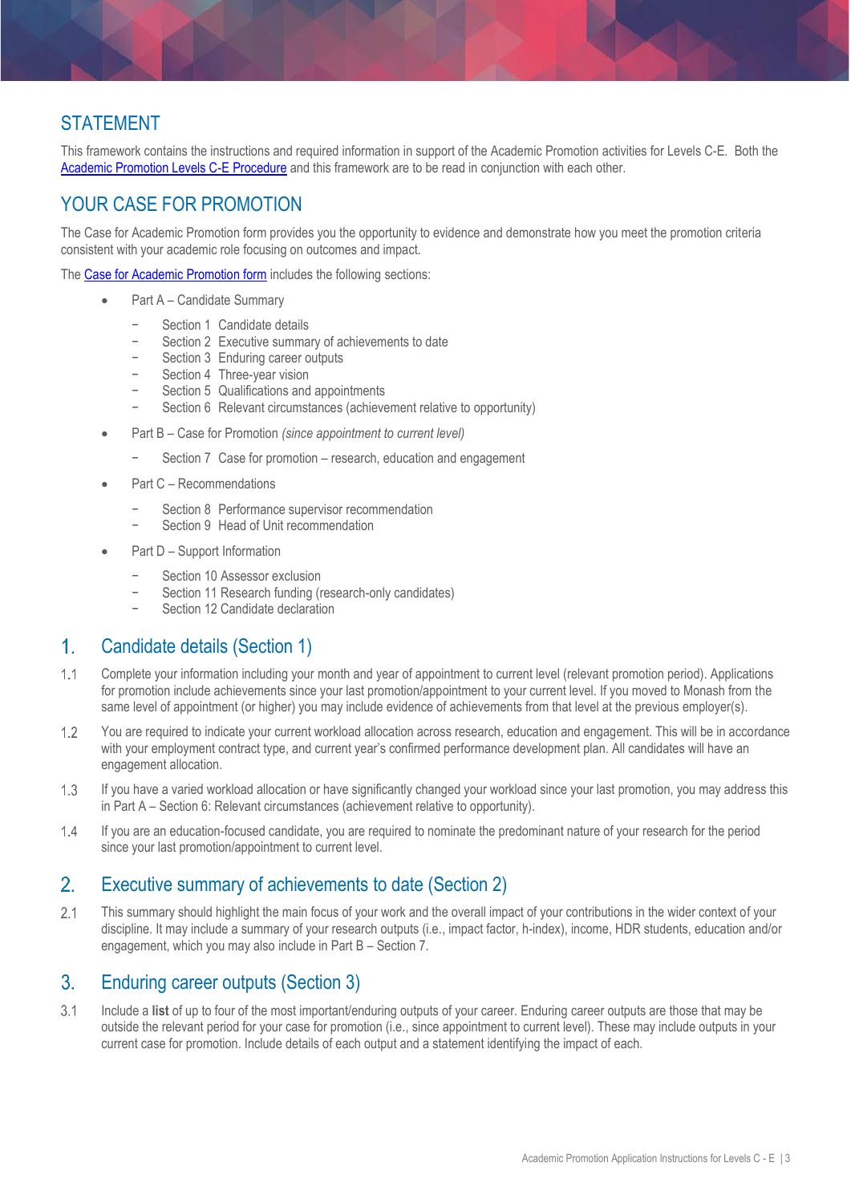## STATEMENT

This framework contains the instructions and required information in support of the Academic Promotion activities for Levels C-E. Both the Academic Promotion Levels C-E Procedure and this framework are to be read in conjunction with each other.

## YOUR CASE FOR PROMOTION

The Case for Academic Promotion form provides you the opportunity to evidence and demonstrate how you meet the promotion criteria consistent with your academic role focusing on outcomes and impact.

The Case for Academic Promotion form includes the following sections:

- Part A – Candidate Summary
  - Section 1 Candidate details
  - Section 2 Executive summary of achievements to date
  - Section 3 Enduring career outputs
  - Section 4 Three-year vision
  - Section 5 Qualifications and appointments
  - Section 6 Relevant circumstances (achievement relative to opportunity)
- Part B – Case for Promotion *(since appointment to current level)*
  - Section 7 Case for promotion – research, education and engagement
- Part C – Recommendations
  - Section 8 Performance supervisor recommendation
  - Section 9 Head of Unit recommendation
- Part D – Support Information
  - Section 10 Assessor exclusion
  - Section 11 Research funding (research-only candidates)
  - Section 12 Candidate declaration

## 1. Candidate details (Section 1)

1.1 Complete your information including your month and year of appointment to current level (relevant promotion period). Applications for promotion include achievements since your last promotion/appointment to your current level. If you moved to Monash from the same level of appointment (or higher) you may include evidence of achievements from that level at the previous employer(s).

1.2 You are required to indicate your current workload allocation across research, education and engagement. This will be in accordance with your employment contract type, and current year's confirmed performance development plan. All candidates will have an engagement allocation.

1.3 If you have a varied workload allocation or have significantly changed your workload since your last promotion, you may address this in Part A – Section 6: Relevant circumstances (achievement relative to opportunity).

1.4 If you are an education-focused candidate, you are required to nominate the predominant nature of your research for the period since your last promotion/appointment to current level.

## 2. Executive summary of achievements to date (Section 2)

2.1 This summary should highlight the main focus of your work and the overall impact of your contributions in the wider context of your discipline. It may include a summary of your research outputs (i.e., impact factor, h-index), income, HDR students, education and/or engagement, which you may also include in Part B – Section 7.

## 3. Enduring career outputs (Section 3)

3.1 Include a **list** of up to four of the most important/enduring outputs of your career. Enduring career outputs are those that may be outside the relevant period for your case for promotion (i.e., since appointment to current level). These may include outputs in your current case for promotion. Include details of each output and a statement identifying the impact of each.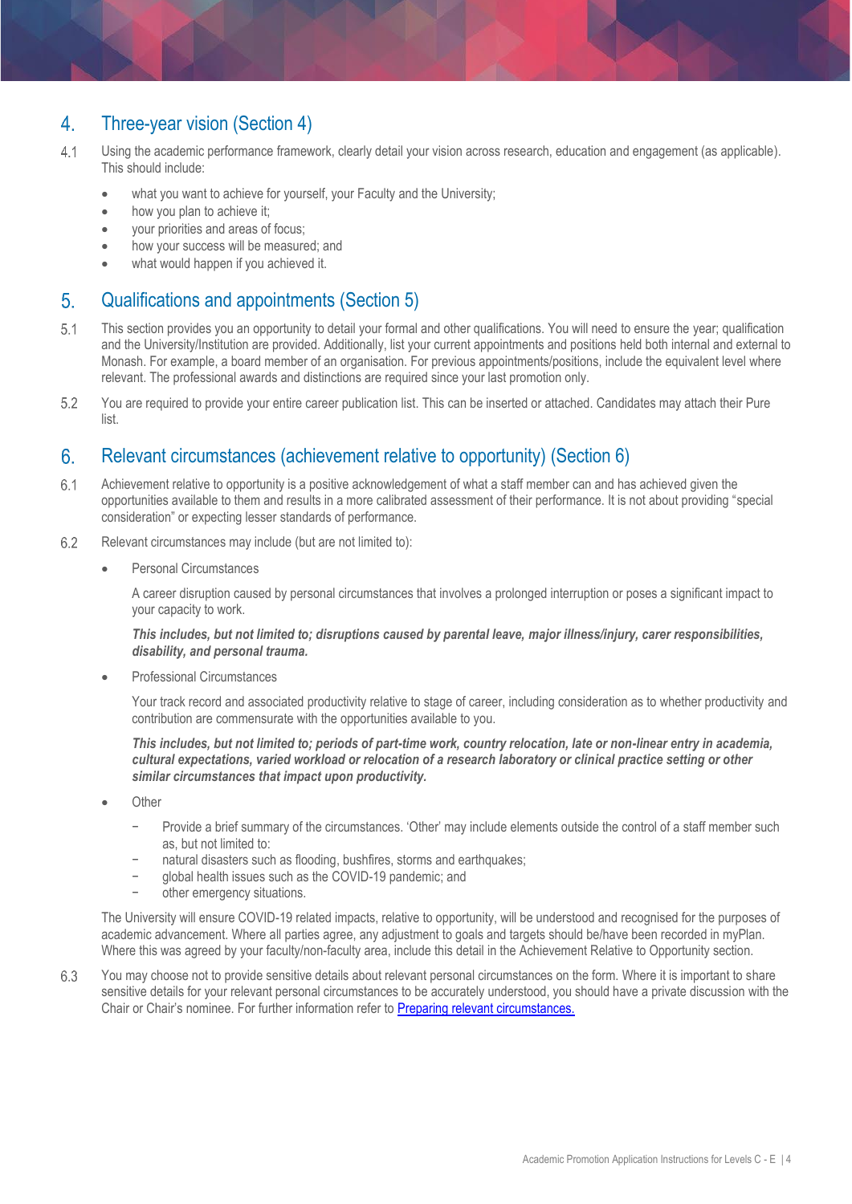## 4. Three-year vision (Section 4)

4.1 Using the academic performance framework, clearly detail your vision across research, education and engagement (as applicable). This should include:

- what you want to achieve for yourself, your Faculty and the University;
- how you plan to achieve it;
- your priorities and areas of focus;
- how your success will be measured; and
- what would happen if you achieved it.

## 5. Qualifications and appointments (Section 5)

5.1 This section provides you an opportunity to detail your formal and other qualifications. You will need to ensure the year; qualification and the University/Institution are provided. Additionally, list your current appointments and positions held both internal and external to Monash. For example, a board member of an organisation. For previous appointments/positions, include the equivalent level where relevant. The professional awards and distinctions are required since your last promotion only.

5.2 You are required to provide your entire career publication list. This can be inserted or attached. Candidates may attach their Pure list.

## 6. Relevant circumstances (achievement relative to opportunity) (Section 6)

6.1 Achievement relative to opportunity is a positive acknowledgement of what a staff member can and has achieved given the opportunities available to them and results in a more calibrated assessment of their performance. It is not about providing "special consideration" or expecting lesser standards of performance.

6.2 Relevant circumstances may include (but are not limited to):

- Personal Circumstances

  A career disruption caused by personal circumstances that involves a prolonged interruption or poses a significant impact to your capacity to work.

  ***This includes, but not limited to; disruptions caused by parental leave, major illness/injury, carer responsibilities, disability, and personal trauma.***

- Professional Circumstances

  Your track record and associated productivity relative to stage of career, including consideration as to whether productivity and contribution are commensurate with the opportunities available to you.

  ***This includes, but not limited to; periods of part-time work, country relocation, late or non-linear entry in academia, cultural expectations, varied workload or relocation of a research laboratory or clinical practice setting or other similar circumstances that impact upon productivity.***

- Other
  - Provide a brief summary of the circumstances. 'Other' may include elements outside the control of a staff member such as, but not limited to:
  - natural disasters such as flooding, bushfires, storms and earthquakes;
  - global health issues such as the COVID-19 pandemic; and
  - other emergency situations.

The University will ensure COVID-19 related impacts, relative to opportunity, will be understood and recognised for the purposes of academic advancement. Where all parties agree, any adjustment to goals and targets should be/have been recorded in myPlan. Where this was agreed by your faculty/non-faculty area, include this detail in the Achievement Relative to Opportunity section.

6.3 You may choose not to provide sensitive details about relevant personal circumstances on the form. Where it is important to share sensitive details for your relevant personal circumstances to be accurately understood, you should have a private discussion with the Chair or Chair's nominee. For further information refer to [Preparing relevant circumstances.]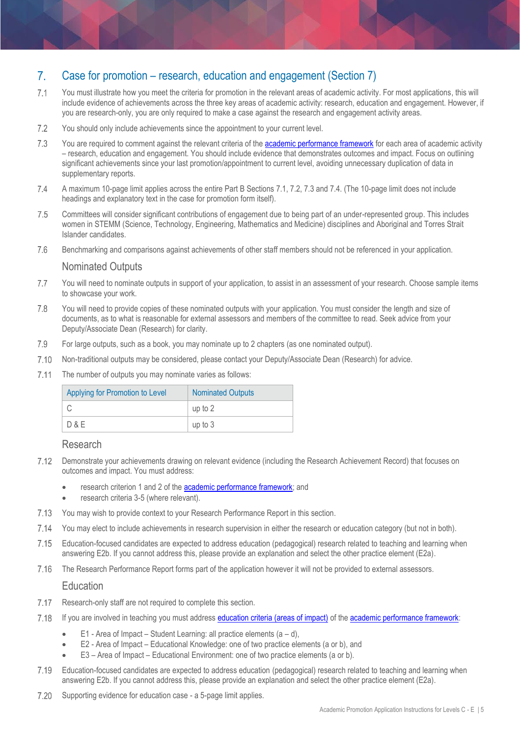## 7. Case for promotion – research, education and engagement (Section 7)

7.1 You must illustrate how you meet the criteria for promotion in the relevant areas of academic activity. For most applications, this will include evidence of achievements across the three key areas of academic activity: research, education and engagement. However, if you are research-only, you are only required to make a case against the research and engagement activity areas.

7.2 You should only include achievements since the appointment to your current level.

7.3 You are required to comment against the relevant criteria of the academic performance framework for each area of academic activity – research, education and engagement. You should include evidence that demonstrates outcomes and impact. Focus on outlining significant achievements since your last promotion/appointment to current level, avoiding unnecessary duplication of data in supplementary reports.

7.4 A maximum 10-page limit applies across the entire Part B Sections 7.1, 7.2, 7.3 and 7.4. (The 10-page limit does not include headings and explanatory text in the case for promotion form itself).

7.5 Committees will consider significant contributions of engagement due to being part of an under-represented group. This includes women in STEMM (Science, Technology, Engineering, Mathematics and Medicine) disciplines and Aboriginal and Torres Strait Islander candidates.

7.6 Benchmarking and comparisons against achievements of other staff members should not be referenced in your application.

### Nominated Outputs

7.7 You will need to nominate outputs in support of your application, to assist in an assessment of your research. Choose sample items to showcase your work.

7.8 You will need to provide copies of these nominated outputs with your application. You must consider the length and size of documents, as to what is reasonable for external assessors and members of the committee to read. Seek advice from your Deputy/Associate Dean (Research) for clarity.

7.9 For large outputs, such as a book, you may nominate up to 2 chapters (as one nominated output).

7.10 Non-traditional outputs may be considered, please contact your Deputy/Associate Dean (Research) for advice.

7.11 The number of outputs you may nominate varies as follows:

| Applying for Promotion to Level | Nominated Outputs |
|---|---|
| C | up to 2 |
| D & E | up to 3 |

### Research

7.12 Demonstrate your achievements drawing on relevant evidence (including the Research Achievement Record) that focuses on outcomes and impact. You must address:

- research criterion 1 and 2 of the academic performance framework; and
- research criteria 3-5 (where relevant).

7.13 You may wish to provide context to your Research Performance Report in this section.

7.14 You may elect to include achievements in research supervision in either the research or education category (but not in both).

7.15 Education-focused candidates are expected to address education (pedagogical) research related to teaching and learning when answering E2b. If you cannot address this, please provide an explanation and select the other practice element (E2a).

7.16 The Research Performance Report forms part of the application however it will not be provided to external assessors.

### Education

7.17 Research-only staff are not required to complete this section.

7.18 If you are involved in teaching you must address education criteria (areas of impact) of the academic performance framework:

- E1 - Area of Impact – Student Learning: all practice elements (a – d),
- E2 - Area of Impact – Educational Knowledge: one of two practice elements (a or b), and
- E3 – Area of Impact – Educational Environment: one of two practice elements (a or b).

7.19 Education-focused candidates are expected to address education (pedagogical) research related to teaching and learning when answering E2b. If you cannot address this, please provide an explanation and select the other practice element (E2a).

7.20 Supporting evidence for education case - a 5-page limit applies.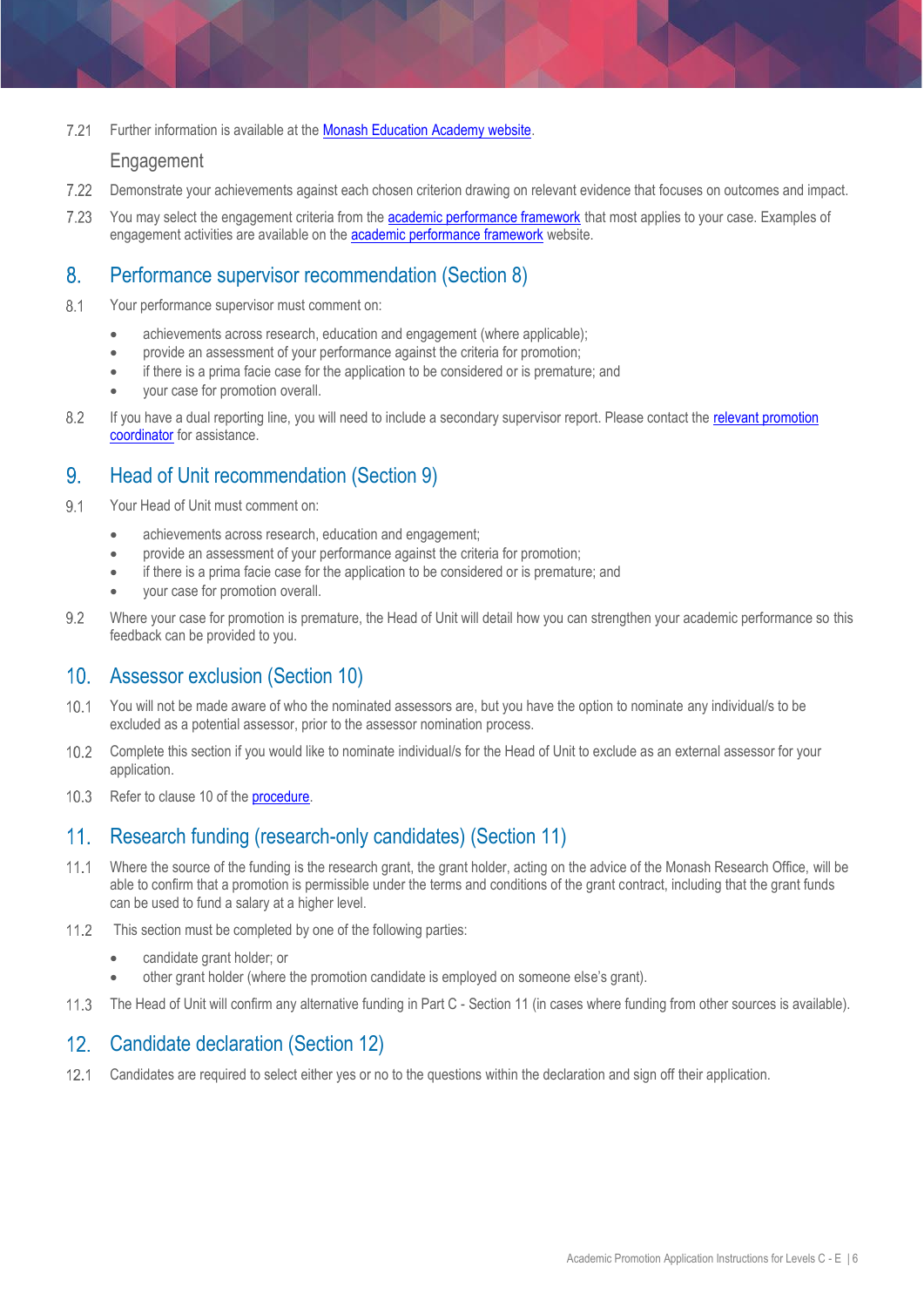7.21 Further information is available at the Monash Education Academy website.

### Engagement

7.22 Demonstrate your achievements against each chosen criterion drawing on relevant evidence that focuses on outcomes and impact.

7.23 You may select the engagement criteria from the academic performance framework that most applies to your case. Examples of engagement activities are available on the academic performance framework website.

## 8. Performance supervisor recommendation (Section 8)

8.1 Your performance supervisor must comment on:

- achievements across research, education and engagement (where applicable);
- provide an assessment of your performance against the criteria for promotion;
- if there is a prima facie case for the application to be considered or is premature; and
- your case for promotion overall.

8.2 If you have a dual reporting line, you will need to include a secondary supervisor report. Please contact the relevant promotion coordinator for assistance.

## 9. Head of Unit recommendation (Section 9)

9.1 Your Head of Unit must comment on:

- achievements across research, education and engagement;
- provide an assessment of your performance against the criteria for promotion;
- if there is a prima facie case for the application to be considered or is premature; and
- your case for promotion overall.

9.2 Where your case for promotion is premature, the Head of Unit will detail how you can strengthen your academic performance so this feedback can be provided to you.

## 10. Assessor exclusion (Section 10)

10.1 You will not be made aware of who the nominated assessors are, but you have the option to nominate any individual/s to be excluded as a potential assessor, prior to the assessor nomination process.

10.2 Complete this section if you would like to nominate individual/s for the Head of Unit to exclude as an external assessor for your application.

10.3 Refer to clause 10 of the procedure.

## 11. Research funding (research-only candidates) (Section 11)

11.1 Where the source of the funding is the research grant, the grant holder, acting on the advice of the Monash Research Office, will be able to confirm that a promotion is permissible under the terms and conditions of the grant contract, including that the grant funds can be used to fund a salary at a higher level.

11.2 This section must be completed by one of the following parties:

- candidate grant holder; or
- other grant holder (where the promotion candidate is employed on someone else's grant).

11.3 The Head of Unit will confirm any alternative funding in Part C - Section 11 (in cases where funding from other sources is available).

## 12. Candidate declaration (Section 12)

12.1 Candidates are required to select either yes or no to the questions within the declaration and sign off their application.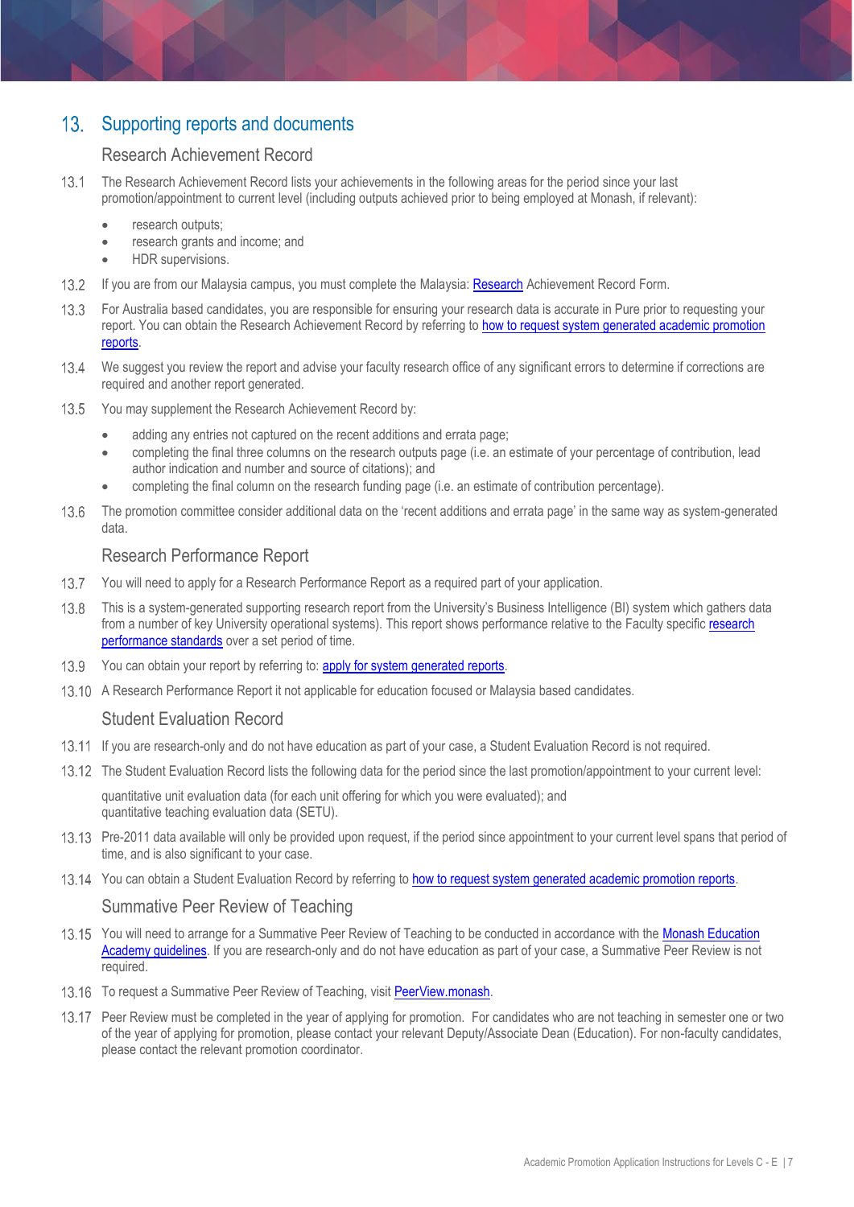## 13. Supporting reports and documents

### Research Achievement Record

13.1 The Research Achievement Record lists your achievements in the following areas for the period since your last promotion/appointment to current level (including outputs achieved prior to being employed at Monash, if relevant):

- research outputs;
- research grants and income; and
- HDR supervisions.

13.2 If you are from our Malaysia campus, you must complete the Malaysia: Research Achievement Record Form.

13.3 For Australia based candidates, you are responsible for ensuring your research data is accurate in Pure prior to requesting your report. You can obtain the Research Achievement Record by referring to how to request system generated academic promotion reports.

13.4 We suggest you review the report and advise your faculty research office of any significant errors to determine if corrections are required and another report generated.

13.5 You may supplement the Research Achievement Record by:

- adding any entries not captured on the recent additions and errata page;
- completing the final three columns on the research outputs page (i.e. an estimate of your percentage of contribution, lead author indication and number and source of citations); and
- completing the final column on the research funding page (i.e. an estimate of contribution percentage).

13.6 The promotion committee consider additional data on the 'recent additions and errata page' in the same way as system-generated data.

### Research Performance Report

13.7 You will need to apply for a Research Performance Report as a required part of your application.

13.8 This is a system-generated supporting research report from the University's Business Intelligence (BI) system which gathers data from a number of key University operational systems). This report shows performance relative to the Faculty specific research performance standards over a set period of time.

13.9 You can obtain your report by referring to: apply for system generated reports.

13.10 A Research Performance Report it not applicable for education focused or Malaysia based candidates.

### Student Evaluation Record

13.11 If you are research-only and do not have education as part of your case, a Student Evaluation Record is not required.

13.12 The Student Evaluation Record lists the following data for the period since the last promotion/appointment to your current level:

quantitative unit evaluation data (for each unit offering for which you were evaluated); and
quantitative teaching evaluation data (SETU).

13.13 Pre-2011 data available will only be provided upon request, if the period since appointment to your current level spans that period of time, and is also significant to your case.

13.14 You can obtain a Student Evaluation Record by referring to how to request system generated academic promotion reports.

### Summative Peer Review of Teaching

13.15 You will need to arrange for a Summative Peer Review of Teaching to be conducted in accordance with the Monash Education Academy guidelines. If you are research-only and do not have education as part of your case, a Summative Peer Review is not required.

13.16 To request a Summative Peer Review of Teaching, visit PeerView.monash.

13.17 Peer Review must be completed in the year of applying for promotion. For candidates who are not teaching in semester one or two of the year of applying for promotion, please contact your relevant Deputy/Associate Dean (Education). For non-faculty candidates, please contact the relevant promotion coordinator.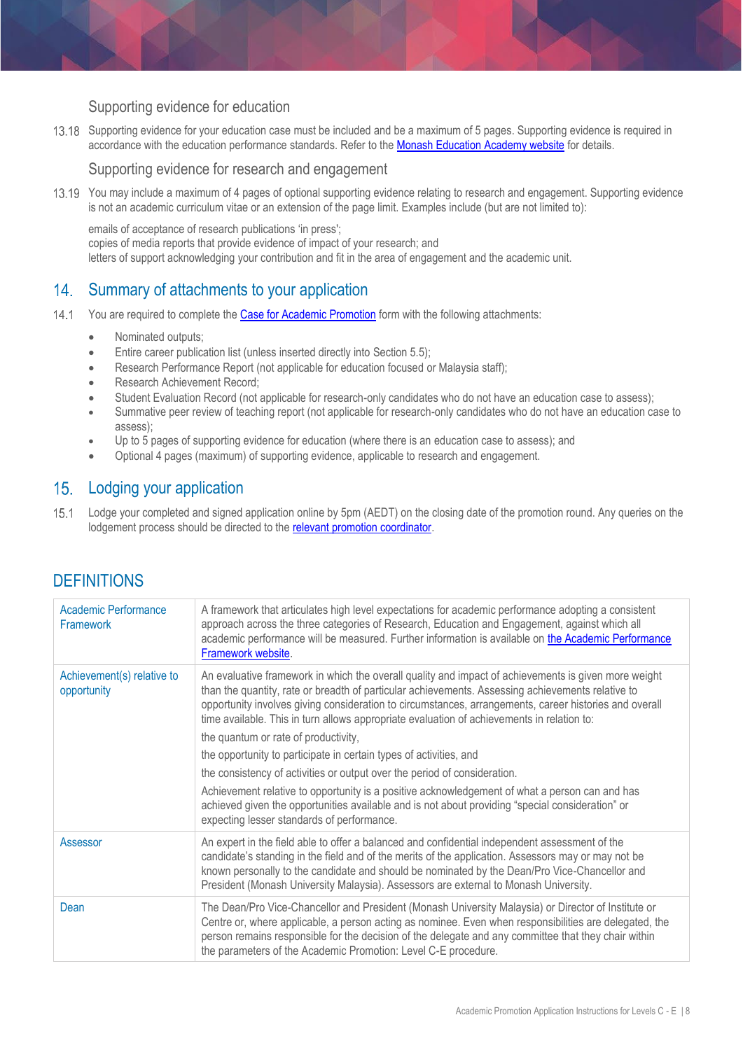### Supporting evidence for education

13.18 Supporting evidence for your education case must be included and be a maximum of 5 pages. Supporting evidence is required in accordance with the education performance standards. Refer to the Monash Education Academy website for details.

### Supporting evidence for research and engagement

13.19 You may include a maximum of 4 pages of optional supporting evidence relating to research and engagement. Supporting evidence is not an academic curriculum vitae or an extension of the page limit. Examples include (but are not limited to):

emails of acceptance of research publications 'in press';
copies of media reports that provide evidence of impact of your research; and
letters of support acknowledging your contribution and fit in the area of engagement and the academic unit.

## 14. Summary of attachments to your application

14.1 You are required to complete the Case for Academic Promotion form with the following attachments:

- Nominated outputs;
- Entire career publication list (unless inserted directly into Section 5.5);
- Research Performance Report (not applicable for education focused or Malaysia staff);
- Research Achievement Record;
- Student Evaluation Record (not applicable for research-only candidates who do not have an education case to assess);
- Summative peer review of teaching report (not applicable for research-only candidates who do not have an education case to assess);
- Up to 5 pages of supporting evidence for education (where there is an education case to assess); and
- Optional 4 pages (maximum) of supporting evidence, applicable to research and engagement.

## 15. Lodging your application

15.1 Lodge your completed and signed application online by 5pm (AEDT) on the closing date of the promotion round. Any queries on the lodgement process should be directed to the relevant promotion coordinator.

## DEFINITIONS

| | |
|---|---|
| Academic Performance Framework | A framework that articulates high level expectations for academic performance adopting a consistent approach across the three categories of Research, Education and Engagement, against which all academic performance will be measured. Further information is available on the Academic Performance Framework website. |
| Achievement(s) relative to opportunity | An evaluative framework in which the overall quality and impact of achievements is given more weight than the quantity, rate or breadth of particular achievements. Assessing achievements relative to opportunity involves giving consideration to circumstances, arrangements, career histories and overall time available. This in turn allows appropriate evaluation of achievements in relation to:<br>the quantum or rate of productivity,<br>the opportunity to participate in certain types of activities, and<br>the consistency of activities or output over the period of consideration.<br>Achievement relative to opportunity is a positive acknowledgement of what a person can and has achieved given the opportunities available and is not about providing "special consideration" or expecting lesser standards of performance. |
| Assessor | An expert in the field able to offer a balanced and confidential independent assessment of the candidate's standing in the field and of the merits of the application. Assessors may or may not be known personally to the candidate and should be nominated by the Dean/Pro Vice-Chancellor and President (Monash University Malaysia). Assessors are external to Monash University. |
| Dean | The Dean/Pro Vice-Chancellor and President (Monash University Malaysia) or Director of Institute or Centre or, where applicable, a person acting as nominee. Even when responsibilities are delegated, the person remains responsible for the decision of the delegate and any committee that they chair within the parameters of the Academic Promotion: Level C-E procedure. |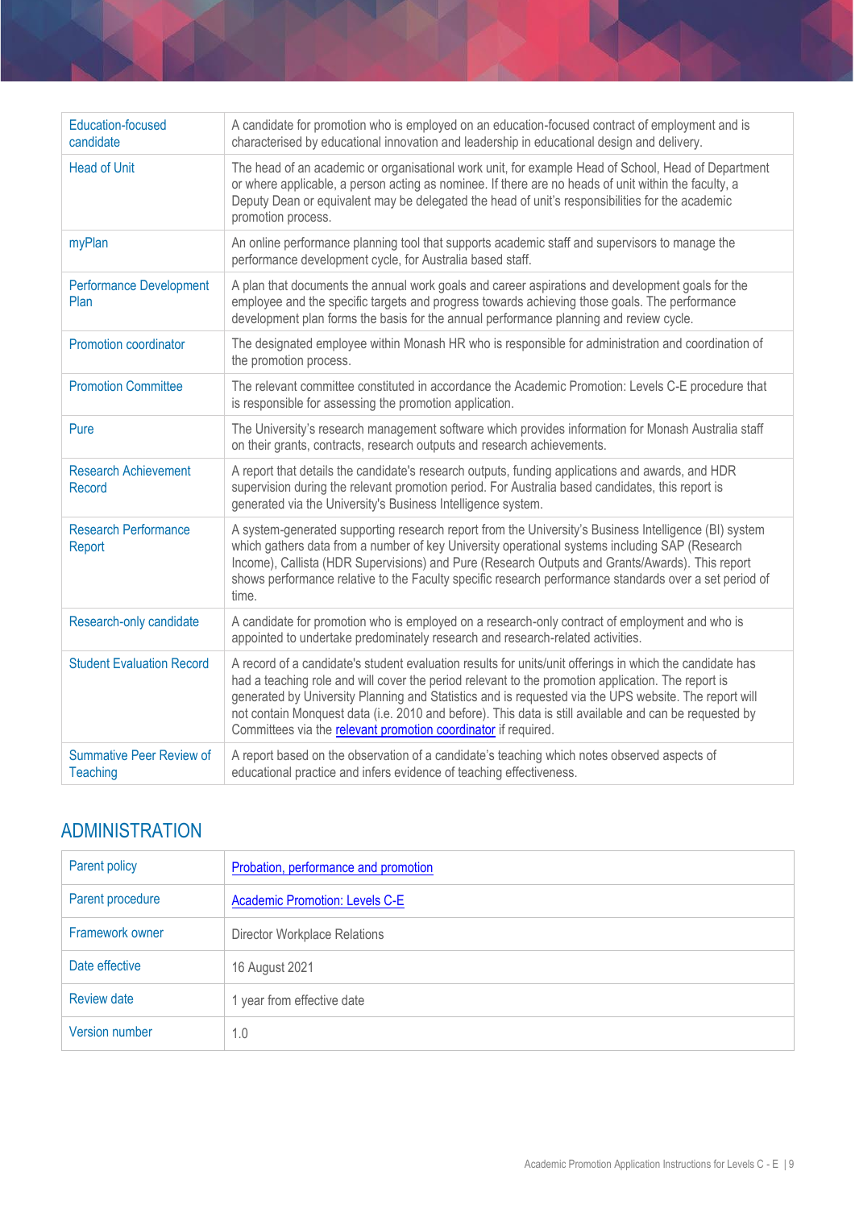| | |
|---|---|
| Education-focused candidate | A candidate for promotion who is employed on an education-focused contract of employment and is characterised by educational innovation and leadership in educational design and delivery. |
| Head of Unit | The head of an academic or organisational work unit, for example Head of School, Head of Department or where applicable, a person acting as nominee. If there are no heads of unit within the faculty, a Deputy Dean or equivalent may be delegated the head of unit's responsibilities for the academic promotion process. |
| myPlan | An online performance planning tool that supports academic staff and supervisors to manage the performance development cycle, for Australia based staff. |
| Performance Development Plan | A plan that documents the annual work goals and career aspirations and development goals for the employee and the specific targets and progress towards achieving those goals. The performance development plan forms the basis for the annual performance planning and review cycle. |
| Promotion coordinator | The designated employee within Monash HR who is responsible for administration and coordination of the promotion process. |
| Promotion Committee | The relevant committee constituted in accordance the Academic Promotion: Levels C-E procedure that is responsible for assessing the promotion application. |
| Pure | The University's research management software which provides information for Monash Australia staff on their grants, contracts, research outputs and research achievements. |
| Research Achievement Record | A report that details the candidate's research outputs, funding applications and awards, and HDR supervision during the relevant promotion period. For Australia based candidates, this report is generated via the University's Business Intelligence system. |
| Research Performance Report | A system-generated supporting research report from the University's Business Intelligence (BI) system which gathers data from a number of key University operational systems including SAP (Research Income), Callista (HDR Supervisions) and Pure (Research Outputs and Grants/Awards). This report shows performance relative to the Faculty specific research performance standards over a set period of time. |
| Research-only candidate | A candidate for promotion who is employed on a research-only contract of employment and who is appointed to undertake predominately research and research-related activities. |
| Student Evaluation Record | A record of a candidate's student evaluation results for units/unit offerings in which the candidate has had a teaching role and will cover the period relevant to the promotion application. The report is generated by University Planning and Statistics and is requested via the UPS website. The report will not contain Monquest data (i.e. 2010 and before). This data is still available and can be requested by Committees via the relevant promotion coordinator if required. |
| Summative Peer Review of Teaching | A report based on the observation of a candidate's teaching which notes observed aspects of educational practice and infers evidence of teaching effectiveness. |

## ADMINISTRATION

| | |
|---|---|
| Parent policy | Probation, performance and promotion |
| Parent procedure | Academic Promotion: Levels C-E |
| Framework owner | Director Workplace Relations |
| Date effective | 16 August 2021 |
| Review date | 1 year from effective date |
| Version number | 1.0 |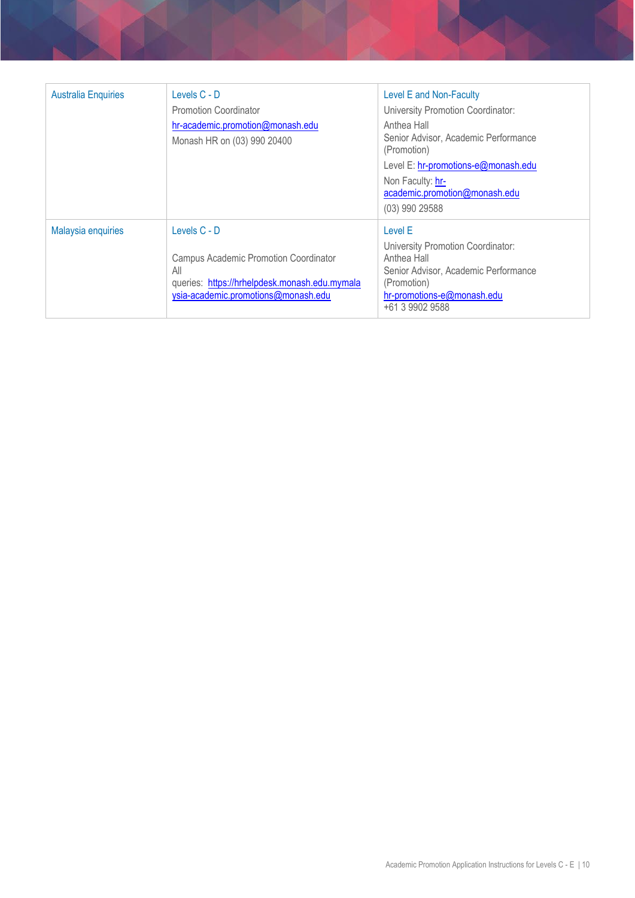| | | |
|---|---|---|
| Australia Enquiries | Levels C - D<br>Promotion Coordinator<br>hr-academic.promotion@monash.edu<br>Monash HR on (03) 990 20400 | Level E and Non-Faculty<br>University Promotion Coordinator:<br>Anthea Hall<br>Senior Advisor, Academic Performance (Promotion)<br>Level E: hr-promotions-e@monash.edu<br>Non Faculty: hr-academic.promotion@monash.edu<br>(03) 990 29588 |
| Malaysia enquiries | Levels C - D<br><br>Campus Academic Promotion Coordinator<br>All queries: https://hrhelpdesk.monash.edu.mymalaysia-academic.promotions@monash.edu | Level E<br>University Promotion Coordinator:<br>Anthea Hall<br>Senior Advisor, Academic Performance (Promotion)<br>hr-promotions-e@monash.edu<br>+61 3 9902 9588 |